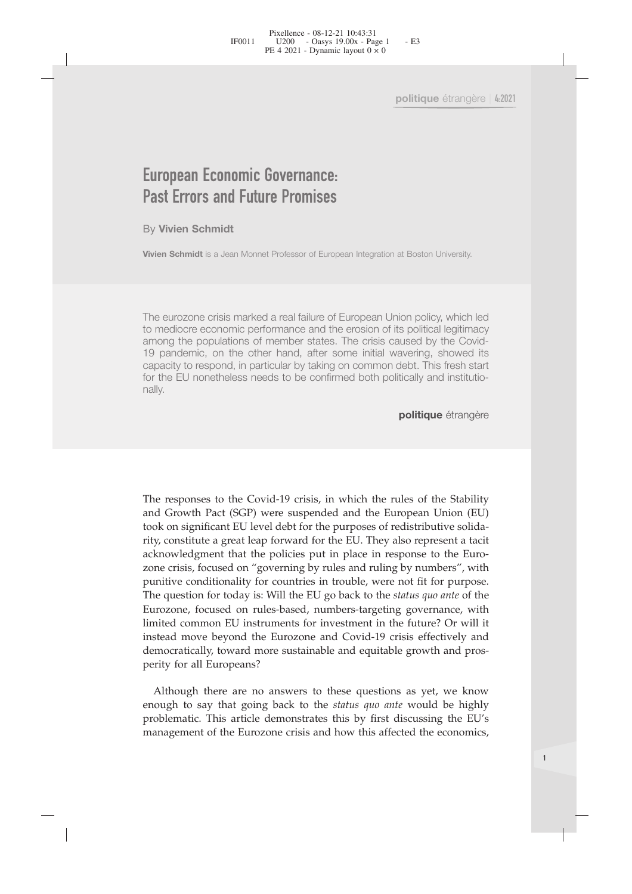# European Economic Governance: Past Errors and Future Promises

By **Vivien Schmidt**

**Vivien Schmidt** is a Jean Monnet Professor of European Integration at Boston University.

The eurozone crisis marked a real failure of European Union policy, which led to mediocre economic performance and the erosion of its political legitimacy among the populations of member states. The crisis caused by the Covid-19 pandemic, on the other hand, after some initial wavering, showed its capacity to respond, in particular by taking on common debt. This fresh start for the EU nonetheless needs to be confirmed both politically and institutionally.

The responses to the Covid-19 crisis, in which the rules of the Stability and Growth Pact (SGP) were suspended and the European Union (EU) took on significant EU level debt for the purposes of redistributive solidarity, constitute a great leap forward for the EU. They also represent a tacit acknowledgment that the policies put in place in response to the Eurozone crisis, focused on "governing by rules and ruling by numbers", with punitive conditionality for countries in trouble, were not fit for purpose. The question for today is: Will the EU go back to the *status quo ante* of the Eurozone, focused on rules-based, numbers-targeting governance, with limited common EU instruments for investment in the future? Or will it instead move beyond the Eurozone and Covid-19 crisis effectively and democratically, toward more sustainable and equitable growth and prosperity for all Europeans?

Although there are no answers to these questions as yet, we know enough to say that going back to the *status quo ante* would be highly problematic. This article demonstrates this by first discussing the EU's management of the Eurozone crisis and how this affected the economics,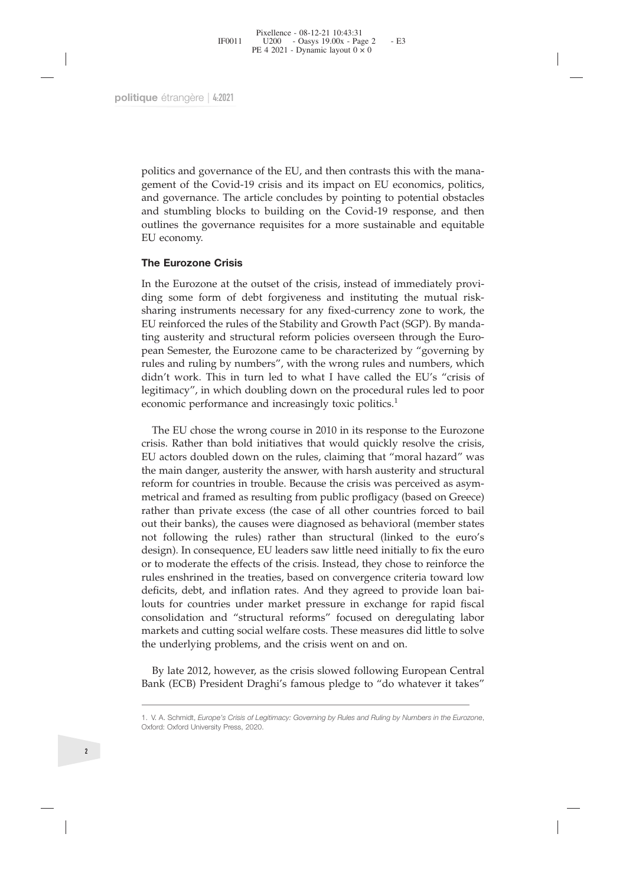politics and governance of the EU, and then contrasts this with the management of the Covid-19 crisis and its impact on EU economics, politics, and governance. The article concludes by pointing to potential obstacles and stumbling blocks to building on the Covid-19 response, and then outlines the governance requisites for a more sustainable and equitable EU economy.

## The Eurozone Crisis

In the Eurozone at the outset of the crisis, instead of immediately providing some form of debt forgiveness and instituting the mutual risk-sharing instruments necessary for any fixed-currency zone to work, the EU reinforced the rules of the Stability and Growth Pact (SGP). By mandating austerity and structural reform policies overseen through the European Semester, the Eurozone came to be characterized by "governing by rules and ruling by numbers", with the wrong rules and numbers, which didn't work. This in turn led to what I have called the EU's "crisis of legitimacy", in which doubling down on the procedural rules led to poor economic performance and increasingly toxic politics.[1]

The EU chose the wrong course in 2010 in its response to the Eurozone crisis. Rather than bold initiatives that would quickly resolve the crisis, EU actors doubled down on the rules, claiming that "moral hazard" was the main danger, austerity the answer, with harsh austerity and structural reform for countries in trouble. Because the crisis was perceived as asymmetrical and framed as resulting from public profligacy (based on Greece) rather than private excess (the case of all other countries forced to bail out their banks), the causes were diagnosed as behavioral (member states not following the rules) rather than structural (linked to the euro's design). In consequence, EU leaders saw little need initially to fix the euro or to moderate the effects of the crisis. Instead, they chose to reinforce the rules enshrined in the treaties, based on convergence criteria toward low deficits, debt, and inflation rates. And they agreed to provide loan bailouts for countries under market pressure in exchange for rapid fiscal consolidation and "structural reforms" focused on deregulating labor markets and cutting social welfare costs. These measures did little to solve the underlying problems, and the crisis went on and on.

By late 2012, however, as the crisis slowed following European Central Bank (ECB) President Draghi's famous pledge to "do whatever it takes"

---

1. V. A. Schmidt, *Europe's Crisis of Legitimacy: Governing by Rules and Ruling by Numbers in the Eurozone*, Oxford: Oxford University Press, 2020.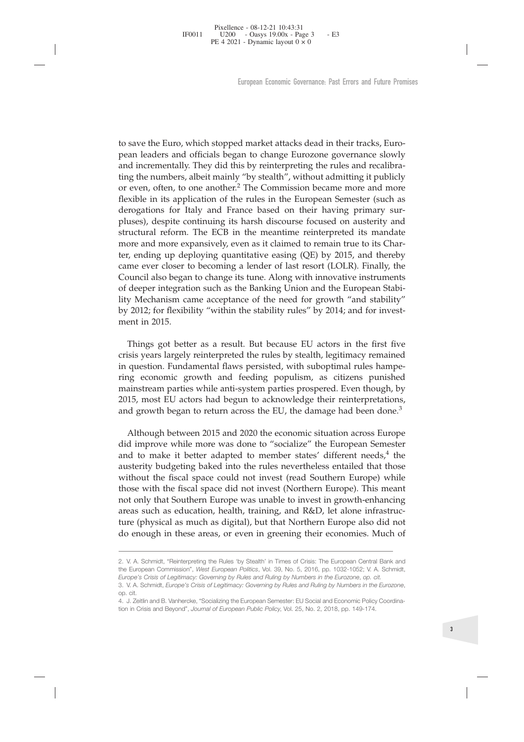to save the Euro, which stopped market attacks dead in their tracks, European leaders and officials began to change Eurozone governance slowly and incrementally. They did this by reinterpreting the rules and recalibrating the numbers, albeit mainly "by stealth", without admitting it publicly or even, often, to one another.[2] The Commission became more and more flexible in its application of the rules in the European Semester (such as derogations for Italy and France based on their having primary surpluses), despite continuing its harsh discourse focused on austerity and structural reform. The ECB in the meantime reinterpreted its mandate more and more expansively, even as it claimed to remain true to its Charter, ending up deploying quantitative easing (QE) by 2015, and thereby came ever closer to becoming a lender of last resort (LOLR). Finally, the Council also began to change its tune. Along with innovative instruments of deeper integration such as the Banking Union and the European Stability Mechanism came acceptance of the need for growth "and stability" by 2012; for flexibility "within the stability rules" by 2014; and for investment in 2015.

Things got better as a result. But because EU actors in the first five crisis years largely reinterpreted the rules by stealth, legitimacy remained in question. Fundamental flaws persisted, with suboptimal rules hampering economic growth and feeding populism, as citizens punished mainstream parties while anti-system parties prospered. Even though, by 2015, most EU actors had begun to acknowledge their reinterpretations, and growth began to return across the EU, the damage had been done.[3]

Although between 2015 and 2020 the economic situation across Europe did improve while more was done to "socialize" the European Semester and to make it better adapted to member states' different needs,[4] the austerity budgeting baked into the rules nevertheless entailed that those without the fiscal space could not invest (read Southern Europe) while those with the fiscal space did not invest (Northern Europe). This meant not only that Southern Europe was unable to invest in growth-enhancing areas such as education, health, training, and R&D, let alone infrastructure (physical as much as digital), but that Northern Europe also did not do enough in these areas, or even in greening their economies. Much of

---

2. V. A. Schmidt, "Reinterpreting the Rules 'by Stealth' in Times of Crisis: The European Central Bank and the European Commission", *West European Politics*, Vol. 39, No. 5, 2016, pp. 1032-1052; V. A. Schmidt, *Europe's Crisis of Legitimacy: Governing by Rules and Ruling by Numbers in the Eurozone*, *op. cit.*

3. V. A. Schmidt, *Europe's Crisis of Legitimacy: Governing by Rules and Ruling by Numbers in the Eurozone*, op. cit.

4. J. Zeitlin and B. Vanhercke, "Socializing the European Semester: EU Social and Economic Policy Coordination in Crisis and Beyond", *Journal of European Public Policy*, Vol. 25, No. 2, 2018, pp. 149-174.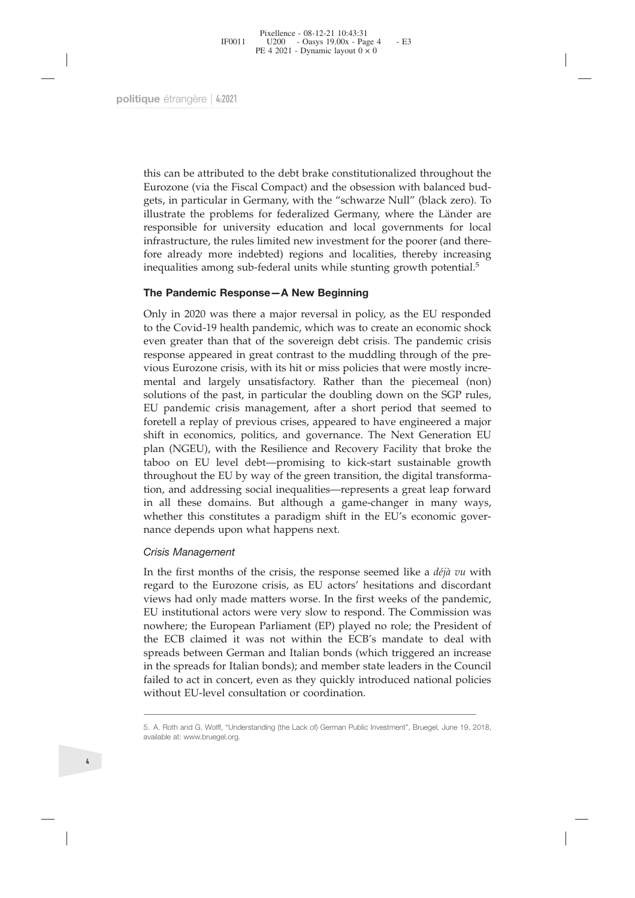this can be attributed to the debt brake constitutionalized throughout the Eurozone (via the Fiscal Compact) and the obsession with balanced budgets, in particular in Germany, with the "schwarze Null" (black zero). To illustrate the problems for federalized Germany, where the Länder are responsible for university education and local governments for local infrastructure, the rules limited new investment for the poorer (and therefore already more indebted) regions and localities, thereby increasing inequalities among sub-federal units while stunting growth potential.[5]

## The Pandemic Response—A New Beginning

Only in 2020 was there a major reversal in policy, as the EU responded to the Covid-19 health pandemic, which was to create an economic shock even greater than that of the sovereign debt crisis. The pandemic crisis response appeared in great contrast to the muddling through of the previous Eurozone crisis, with its hit or miss policies that were mostly incremental and largely unsatisfactory. Rather than the piecemeal (non) solutions of the past, in particular the doubling down on the SGP rules, EU pandemic crisis management, after a short period that seemed to foretell a replay of previous crises, appeared to have engineered a major shift in economics, politics, and governance. The Next Generation EU plan (NGEU), with the Resilience and Recovery Facility that broke the taboo on EU level debt—promising to kick-start sustainable growth throughout the EU by way of the green transition, the digital transformation, and addressing social inequalities—represents a great leap forward in all these domains. But although a game-changer in many ways, whether this constitutes a paradigm shift in the EU's economic governance depends upon what happens next.

### *Crisis Management*

In the first months of the crisis, the response seemed like a *déjà vu* with regard to the Eurozone crisis, as EU actors' hesitations and discordant views had only made matters worse. In the first weeks of the pandemic, EU institutional actors were very slow to respond. The Commission was nowhere; the European Parliament (EP) played no role; the President of the ECB claimed it was not within the ECB's mandate to deal with spreads between German and Italian bonds (which triggered an increase in the spreads for Italian bonds); and member state leaders in the Council failed to act in concert, even as they quickly introduced national policies without EU-level consultation or coordination.

---

5. A. Roth and G. Wolff, "Understanding (the Lack of) German Public Investment", Bruegel, June 19, 2018, available at: www.bruegel.org.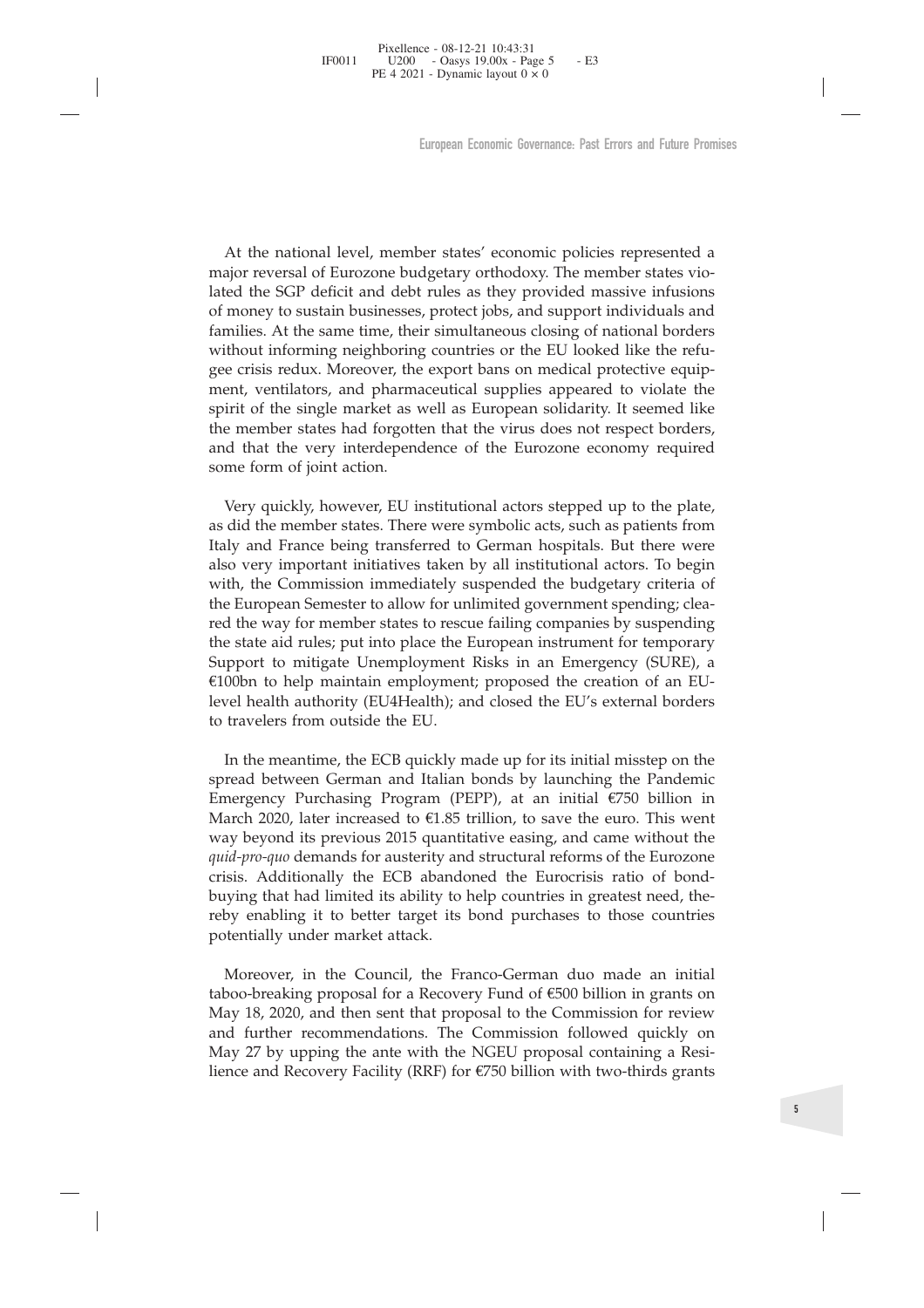At the national level, member states' economic policies represented a major reversal of Eurozone budgetary orthodoxy. The member states violated the SGP deficit and debt rules as they provided massive infusions of money to sustain businesses, protect jobs, and support individuals and families. At the same time, their simultaneous closing of national borders without informing neighboring countries or the EU looked like the refugee crisis redux. Moreover, the export bans on medical protective equipment, ventilators, and pharmaceutical supplies appeared to violate the spirit of the single market as well as European solidarity. It seemed like the member states had forgotten that the virus does not respect borders, and that the very interdependence of the Eurozone economy required some form of joint action.

Very quickly, however, EU institutional actors stepped up to the plate, as did the member states. There were symbolic acts, such as patients from Italy and France being transferred to German hospitals. But there were also very important initiatives taken by all institutional actors. To begin with, the Commission immediately suspended the budgetary criteria of the European Semester to allow for unlimited government spending; cleared the way for member states to rescue failing companies by suspending the state aid rules; put into place the European instrument for temporary Support to mitigate Unemployment Risks in an Emergency (SURE), a €100bn to help maintain employment; proposed the creation of an EU-level health authority (EU4Health); and closed the EU's external borders to travelers from outside the EU.

In the meantime, the ECB quickly made up for its initial misstep on the spread between German and Italian bonds by launching the Pandemic Emergency Purchasing Program (PEPP), at an initial €750 billion in March 2020, later increased to €1.85 trillion, to save the euro. This went way beyond its previous 2015 quantitative easing, and came without the *quid-pro-quo* demands for austerity and structural reforms of the Eurozone crisis. Additionally the ECB abandoned the Eurocrisis ratio of bond-buying that had limited its ability to help countries in greatest need, thereby enabling it to better target its bond purchases to those countries potentially under market attack.

Moreover, in the Council, the Franco-German duo made an initial taboo-breaking proposal for a Recovery Fund of €500 billion in grants on May 18, 2020, and then sent that proposal to the Commission for review and further recommendations. The Commission followed quickly on May 27 by upping the ante with the NGEU proposal containing a Resilience and Recovery Facility (RRF) for €750 billion with two-thirds grants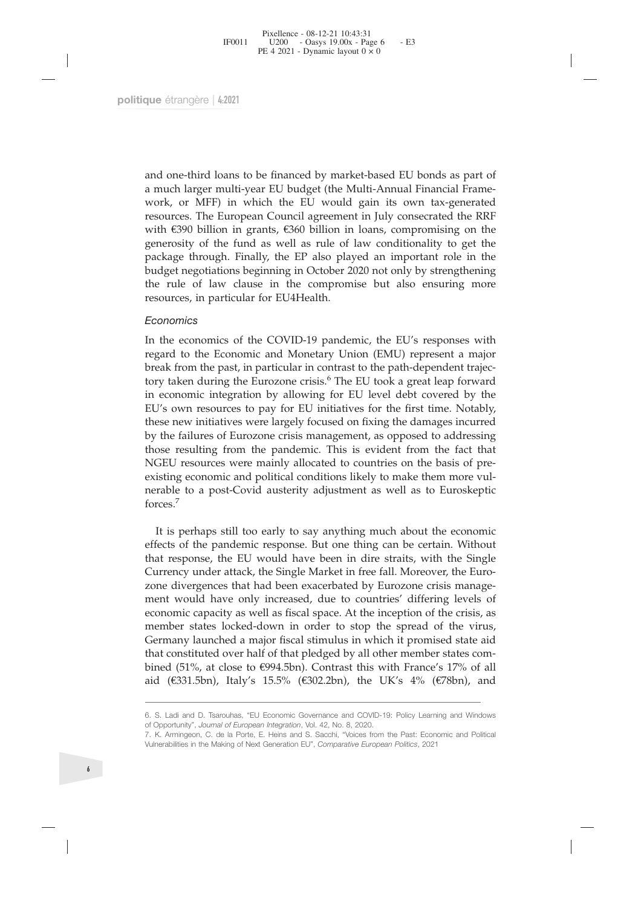and one-third loans to be financed by market-based EU bonds as part of a much larger multi-year EU budget (the Multi-Annual Financial Framework, or MFF) in which the EU would gain its own tax-generated resources. The European Council agreement in July consecrated the RRF with €390 billion in grants, €360 billion in loans, compromising on the generosity of the fund as well as rule of law conditionality to get the package through. Finally, the EP also played an important role in the budget negotiations beginning in October 2020 not only by strengthening the rule of law clause in the compromise but also ensuring more resources, in particular for EU4Health.

### *Economics*

In the economics of the COVID-19 pandemic, the EU's responses with regard to the Economic and Monetary Union (EMU) represent a major break from the past, in particular in contrast to the path-dependent trajectory taken during the Eurozone crisis.[6] The EU took a great leap forward in economic integration by allowing for EU level debt covered by the EU's own resources to pay for EU initiatives for the first time. Notably, these new initiatives were largely focused on fixing the damages incurred by the failures of Eurozone crisis management, as opposed to addressing those resulting from the pandemic. This is evident from the fact that NGEU resources were mainly allocated to countries on the basis of pre-existing economic and political conditions likely to make them more vulnerable to a post-Covid austerity adjustment as well as to Euroskeptic forces.[7]

It is perhaps still too early to say anything much about the economic effects of the pandemic response. But one thing can be certain. Without that response, the EU would have been in dire straits, with the Single Currency under attack, the Single Market in free fall. Moreover, the Eurozone divergences that had been exacerbated by Eurozone crisis management would have only increased, due to countries' differing levels of economic capacity as well as fiscal space. At the inception of the crisis, as member states locked-down in order to stop the spread of the virus, Germany launched a major fiscal stimulus in which it promised state aid that constituted over half of that pledged by all other member states combined (51%, at close to €994.5bn). Contrast this with France's 17% of all aid (€331.5bn), Italy's 15.5% (€302.2bn), the UK's 4% (€78bn), and

---

6. S. Ladi and D. Tsarouhas, "EU Economic Governance and COVID-19: Policy Learning and Windows of Opportunity", *Journal of European Integration*, Vol. 42, No. 8, 2020.

7. K. Armingeon, C. de la Porte, E. Heins and S. Sacchi, "Voices from the Past: Economic and Political Vulnerabilities in the Making of Next Generation EU", *Comparative European Politics*, 2021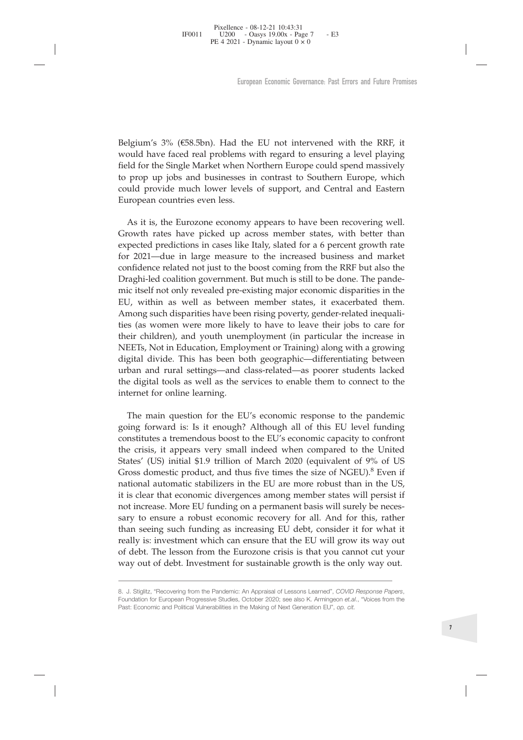Belgium's 3% (€58.5bn). Had the EU not intervened with the RRF, it would have faced real problems with regard to ensuring a level playing field for the Single Market when Northern Europe could spend massively to prop up jobs and businesses in contrast to Southern Europe, which could provide much lower levels of support, and Central and Eastern European countries even less.

As it is, the Eurozone economy appears to have been recovering well. Growth rates have picked up across member states, with better than expected predictions in cases like Italy, slated for a 6 percent growth rate for 2021—due in large measure to the increased business and market confidence related not just to the boost coming from the RRF but also the Draghi-led coalition government. But much is still to be done. The pandemic itself not only revealed pre-existing major economic disparities in the EU, within as well as between member states, it exacerbated them. Among such disparities have been rising poverty, gender-related inequalities (as women were more likely to have to leave their jobs to care for their children), and youth unemployment (in particular the increase in NEETs, Not in Education, Employment or Training) along with a growing digital divide. This has been both geographic—differentiating between urban and rural settings—and class-related—as poorer students lacked the digital tools as well as the services to enable them to connect to the internet for online learning.

The main question for the EU's economic response to the pandemic going forward is: Is it enough? Although all of this EU level funding constitutes a tremendous boost to the EU's economic capacity to confront the crisis, it appears very small indeed when compared to the United States' (US) initial $1.9 trillion of March 2020 (equivalent of 9% of US Gross domestic product, and thus five times the size of NGEU).[8] Even if national automatic stabilizers in the EU are more robust than in the US, it is clear that economic divergences among member states will persist if not increase. More EU funding on a permanent basis will surely be necessary to ensure a robust economic recovery for all. And for this, rather than seeing such funding as increasing EU debt, consider it for what it really is: investment which can ensure that the EU will grow its way out of debt. The lesson from the Eurozone crisis is that you cannot cut your way out of debt. Investment for sustainable growth is the only way out.

---

8. J. Stiglitz, "Recovering from the Pandemic: An Appraisal of Lessons Learned", *COVID Response Papers*, Foundation for European Progressive Studies, October 2020; see also K. Armingeon *et.al.*, "Voices from the Past: Economic and Political Vulnerabilities in the Making of Next Generation EU", *op. cit.*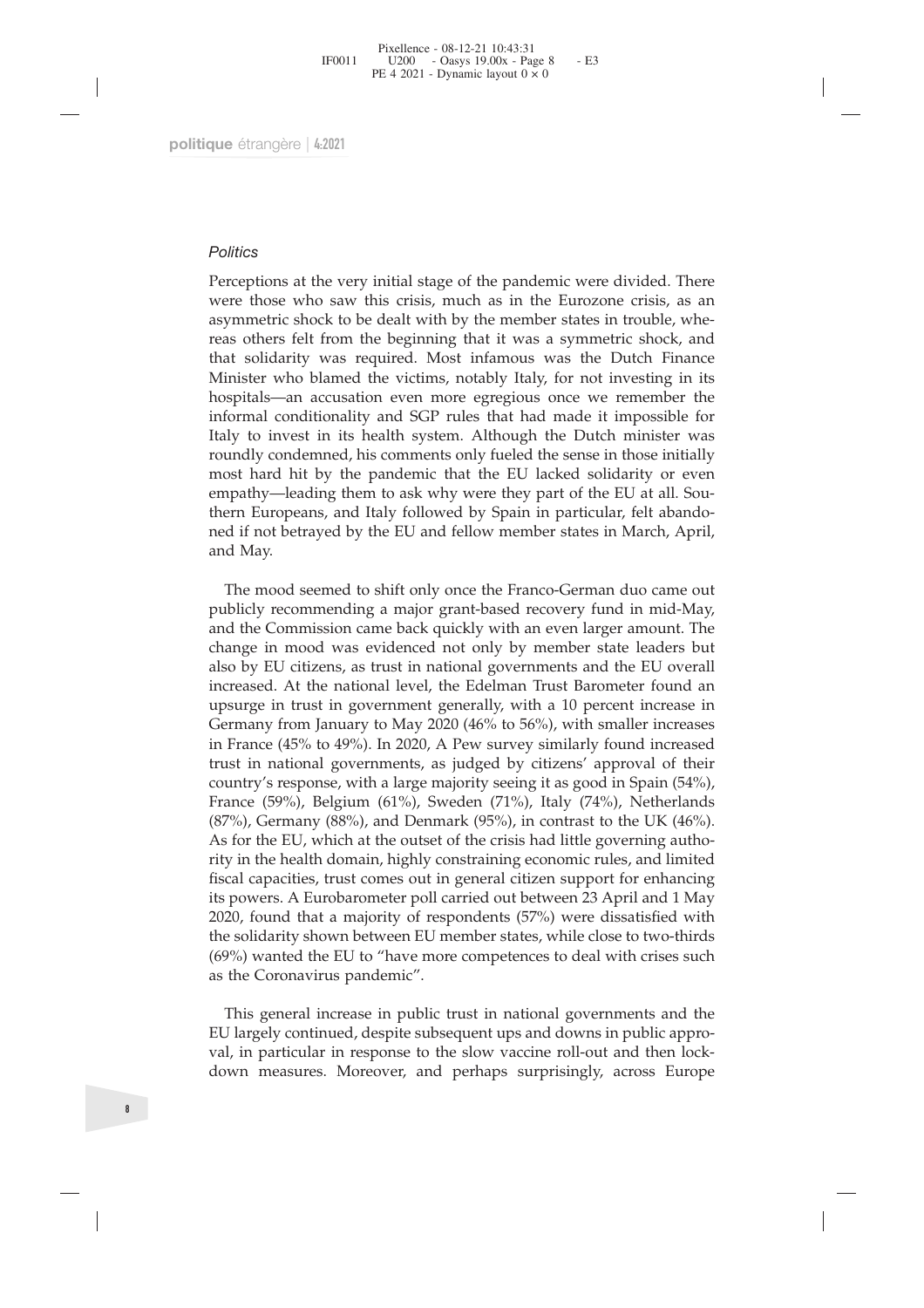### *Politics*

Perceptions at the very initial stage of the pandemic were divided. There were those who saw this crisis, much as in the Eurozone crisis, as an asymmetric shock to be dealt with by the member states in trouble, whereas others felt from the beginning that it was a symmetric shock, and that solidarity was required. Most infamous was the Dutch Finance Minister who blamed the victims, notably Italy, for not investing in its hospitals—an accusation even more egregious once we remember the informal conditionality and SGP rules that had made it impossible for Italy to invest in its health system. Although the Dutch minister was roundly condemned, his comments only fueled the sense in those initially most hard hit by the pandemic that the EU lacked solidarity or even empathy—leading them to ask why were they part of the EU at all. Southern Europeans, and Italy followed by Spain in particular, felt abandoned if not betrayed by the EU and fellow member states in March, April, and May.

The mood seemed to shift only once the Franco-German duo came out publicly recommending a major grant-based recovery fund in mid-May, and the Commission came back quickly with an even larger amount. The change in mood was evidenced not only by member state leaders but also by EU citizens, as trust in national governments and the EU overall increased. At the national level, the Edelman Trust Barometer found an upsurge in trust in government generally, with a 10 percent increase in Germany from January to May 2020 (46% to 56%), with smaller increases in France (45% to 49%). In 2020, A Pew survey similarly found increased trust in national governments, as judged by citizens' approval of their country's response, with a large majority seeing it as good in Spain (54%), France (59%), Belgium (61%), Sweden (71%), Italy (74%), Netherlands (87%), Germany (88%), and Denmark (95%), in contrast to the UK (46%). As for the EU, which at the outset of the crisis had little governing authority in the health domain, highly constraining economic rules, and limited fiscal capacities, trust comes out in general citizen support for enhancing its powers. A Eurobarometer poll carried out between 23 April and 1 May 2020, found that a majority of respondents (57%) were dissatisfied with the solidarity shown between EU member states, while close to two-thirds (69%) wanted the EU to "have more competences to deal with crises such as the Coronavirus pandemic".

This general increase in public trust in national governments and the EU largely continued, despite subsequent ups and downs in public approval, in particular in response to the slow vaccine roll-out and then lockdown measures. Moreover, and perhaps surprisingly, across Europe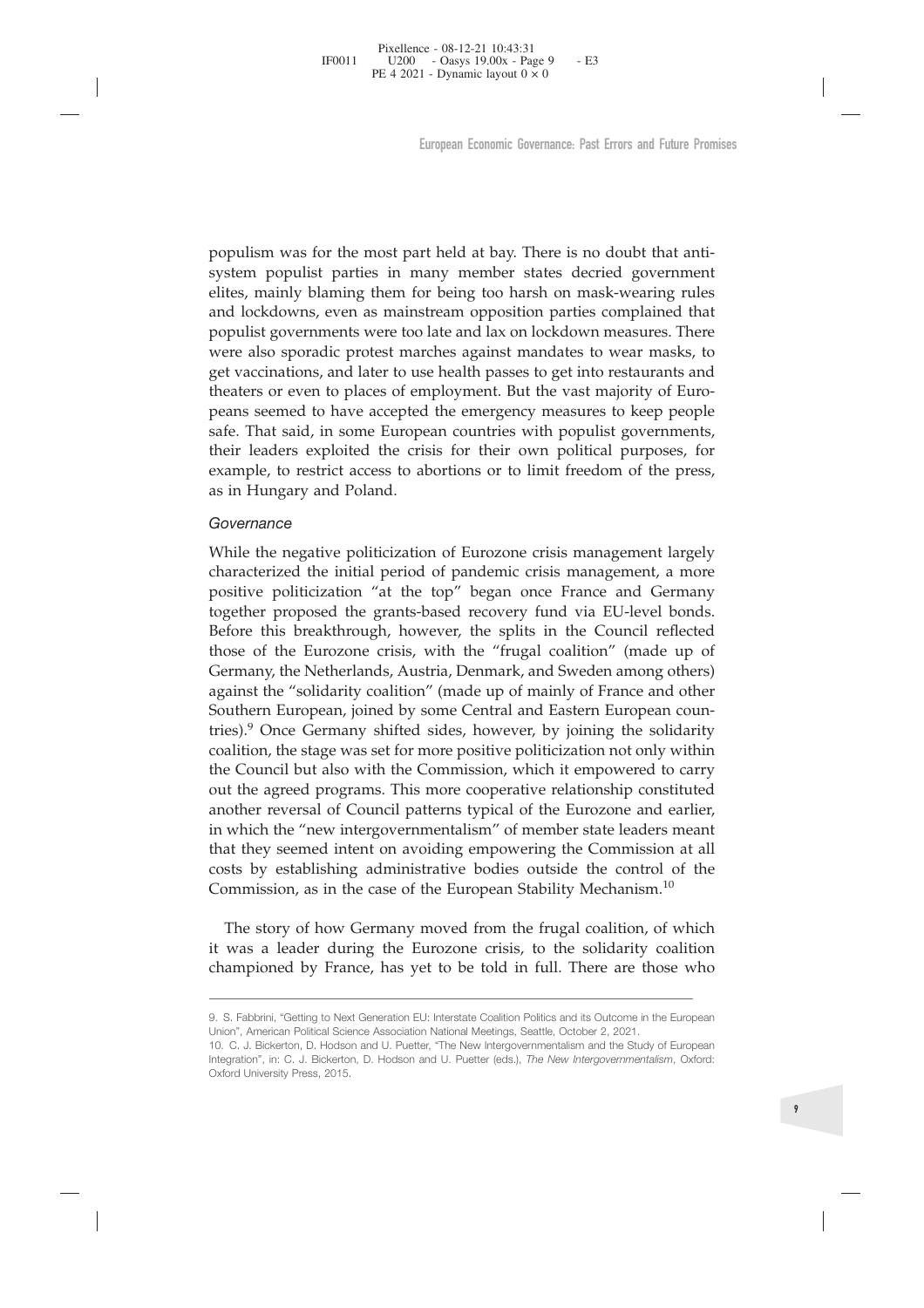populism was for the most part held at bay. There is no doubt that anti-system populist parties in many member states decried government elites, mainly blaming them for being too harsh on mask-wearing rules and lockdowns, even as mainstream opposition parties complained that populist governments were too late and lax on lockdown measures. There were also sporadic protest marches against mandates to wear masks, to get vaccinations, and later to use health passes to get into restaurants and theaters or even to places of employment. But the vast majority of Europeans seemed to have accepted the emergency measures to keep people safe. That said, in some European countries with populist governments, their leaders exploited the crisis for their own political purposes, for example, to restrict access to abortions or to limit freedom of the press, as in Hungary and Poland.

### *Governance*

While the negative politicization of Eurozone crisis management largely characterized the initial period of pandemic crisis management, a more positive politicization "at the top" began once France and Germany together proposed the grants-based recovery fund via EU-level bonds. Before this breakthrough, however, the splits in the Council reflected those of the Eurozone crisis, with the "frugal coalition" (made up of Germany, the Netherlands, Austria, Denmark, and Sweden among others) against the "solidarity coalition" (made up of mainly of France and other Southern European, joined by some Central and Eastern European countries).[9] Once Germany shifted sides, however, by joining the solidarity coalition, the stage was set for more positive politicization not only within the Council but also with the Commission, which it empowered to carry out the agreed programs. This more cooperative relationship constituted another reversal of Council patterns typical of the Eurozone and earlier, in which the "new intergovernmentalism" of member state leaders meant that they seemed intent on avoiding empowering the Commission at all costs by establishing administrative bodies outside the control of the Commission, as in the case of the European Stability Mechanism.[10]

The story of how Germany moved from the frugal coalition, of which it was a leader during the Eurozone crisis, to the solidarity coalition championed by France, has yet to be told in full. There are those who

---

9. S. Fabbrini, "Getting to Next Generation EU: Interstate Coalition Politics and its Outcome in the European Union", American Political Science Association National Meetings, Seattle, October 2, 2021.

10. C. J. Bickerton, D. Hodson and U. Puetter, "The New Intergovernmentalism and the Study of European Integration", in: C. J. Bickerton, D. Hodson and U. Puetter (eds.), *The New Intergovernmentalism*, Oxford: Oxford University Press, 2015.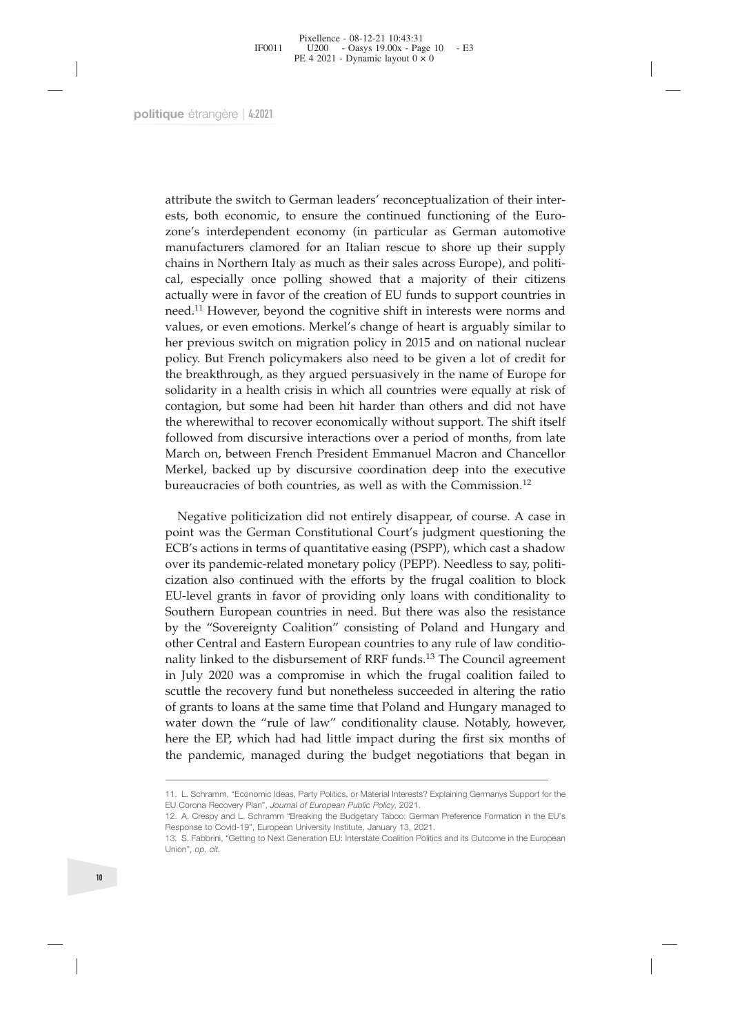attribute the switch to German leaders' reconceptualization of their interests, both economic, to ensure the continued functioning of the Eurozone's interdependent economy (in particular as German automotive manufacturers clamored for an Italian rescue to shore up their supply chains in Northern Italy as much as their sales across Europe), and political, especially once polling showed that a majority of their citizens actually were in favor of the creation of EU funds to support countries in need.[11] However, beyond the cognitive shift in interests were norms and values, or even emotions. Merkel's change of heart is arguably similar to her previous switch on migration policy in 2015 and on national nuclear policy. But French policymakers also need to be given a lot of credit for the breakthrough, as they argued persuasively in the name of Europe for solidarity in a health crisis in which all countries were equally at risk of contagion, but some had been hit harder than others and did not have the wherewithal to recover economically without support. The shift itself followed from discursive interactions over a period of months, from late March on, between French President Emmanuel Macron and Chancellor Merkel, backed up by discursive coordination deep into the executive bureaucracies of both countries, as well as with the Commission.[12]

Negative politicization did not entirely disappear, of course. A case in point was the German Constitutional Court's judgment questioning the ECB's actions in terms of quantitative easing (PSPP), which cast a shadow over its pandemic-related monetary policy (PEPP). Needless to say, politicization also continued with the efforts by the frugal coalition to block EU-level grants in favor of providing only loans with conditionality to Southern European countries in need. But there was also the resistance by the "Sovereignty Coalition" consisting of Poland and Hungary and other Central and Eastern European countries to any rule of law conditionality linked to the disbursement of RRF funds.[13] The Council agreement in July 2020 was a compromise in which the frugal coalition failed to scuttle the recovery fund but nonetheless succeeded in altering the ratio of grants to loans at the same time that Poland and Hungary managed to water down the "rule of law" conditionality clause. Notably, however, here the EP, which had had little impact during the first six months of the pandemic, managed during the budget negotiations that began in

11. L. Schramm, "Economic Ideas, Party Politics, or Material Interests? Explaining Germanys Support for the EU Corona Recovery Plan", *Journal of European Public Policy*, 2021.

12. A. Crespy and L. Schramm "Breaking the Budgetary Taboo: German Preference Formation in the EU's Response to Covid-19", European University Institute, January 13, 2021.

13. S. Fabbrini, "Getting to Next Generation EU: Interstate Coalition Politics and its Outcome in the European Union", *op. cit.*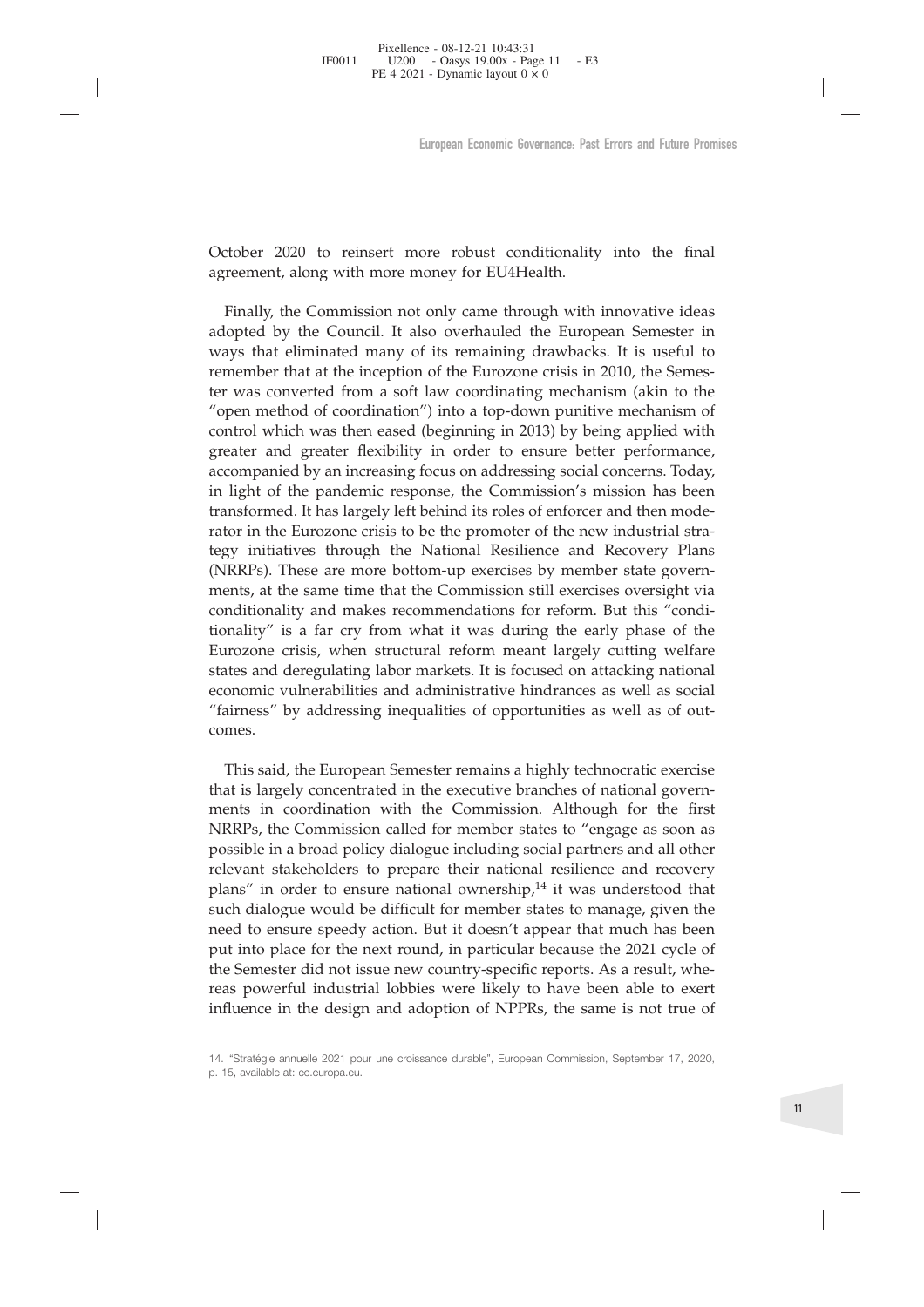October 2020 to reinsert more robust conditionality into the final agreement, along with more money for EU4Health.

Finally, the Commission not only came through with innovative ideas adopted by the Council. It also overhauled the European Semester in ways that eliminated many of its remaining drawbacks. It is useful to remember that at the inception of the Eurozone crisis in 2010, the Semester was converted from a soft law coordinating mechanism (akin to the "open method of coordination") into a top-down punitive mechanism of control which was then eased (beginning in 2013) by being applied with greater and greater flexibility in order to ensure better performance, accompanied by an increasing focus on addressing social concerns. Today, in light of the pandemic response, the Commission's mission has been transformed. It has largely left behind its roles of enforcer and then moderator in the Eurozone crisis to be the promoter of the new industrial strategy initiatives through the National Resilience and Recovery Plans (NRRPs). These are more bottom-up exercises by member state governments, at the same time that the Commission still exercises oversight via conditionality and makes recommendations for reform. But this "conditionality" is a far cry from what it was during the early phase of the Eurozone crisis, when structural reform meant largely cutting welfare states and deregulating labor markets. It is focused on attacking national economic vulnerabilities and administrative hindrances as well as social "fairness" by addressing inequalities of opportunities as well as of outcomes.

This said, the European Semester remains a highly technocratic exercise that is largely concentrated in the executive branches of national governments in coordination with the Commission. Although for the first NRRPs, the Commission called for member states to "engage as soon as possible in a broad policy dialogue including social partners and all other relevant stakeholders to prepare their national resilience and recovery plans" in order to ensure national ownership,[14] it was understood that such dialogue would be difficult for member states to manage, given the need to ensure speedy action. But it doesn't appear that much has been put into place for the next round, in particular because the 2021 cycle of the Semester did not issue new country-specific reports. As a result, whereas powerful industrial lobbies were likely to have been able to exert influence in the design and adoption of NPPRs, the same is not true of

14. "Stratégie annuelle 2021 pour une croissance durable", European Commission, September 17, 2020, p. 15, available at: ec.europa.eu.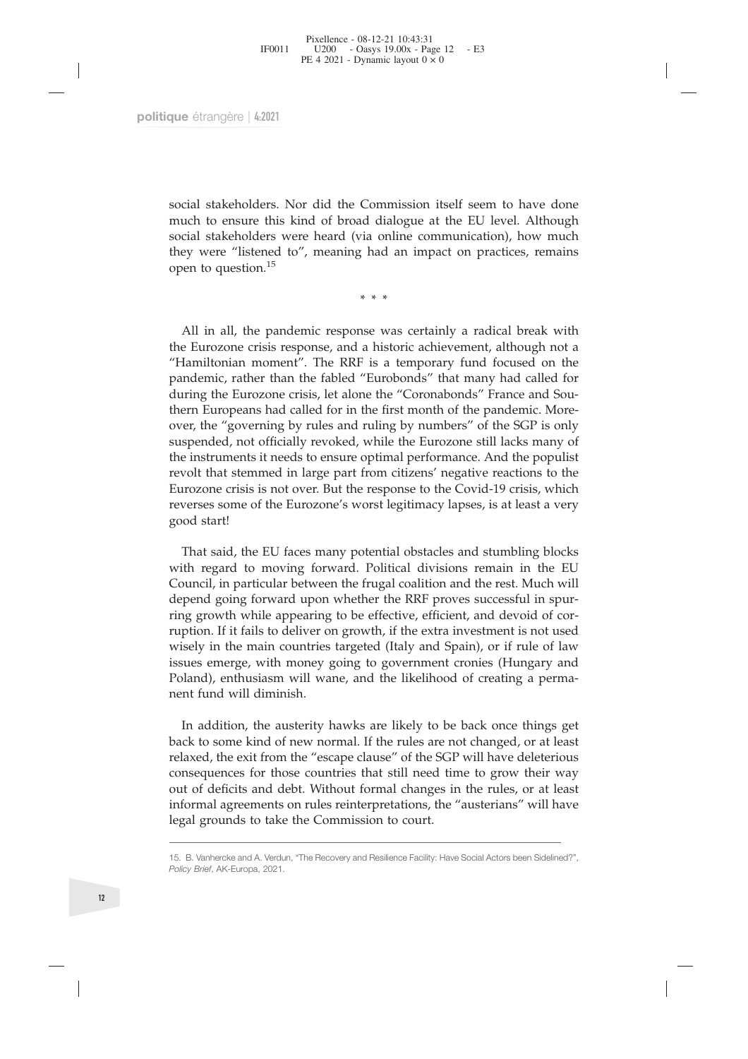social stakeholders. Nor did the Commission itself seem to have done much to ensure this kind of broad dialogue at the EU level. Although social stakeholders were heard (via online communication), how much they were "listened to", meaning had an impact on practices, remains open to question.[15]

\* \* \*

All in all, the pandemic response was certainly a radical break with the Eurozone crisis response, and a historic achievement, although not a "Hamiltonian moment". The RRF is a temporary fund focused on the pandemic, rather than the fabled "Eurobonds" that many had called for during the Eurozone crisis, let alone the "Coronabonds" France and Southern Europeans had called for in the first month of the pandemic. Moreover, the "governing by rules and ruling by numbers" of the SGP is only suspended, not officially revoked, while the Eurozone still lacks many of the instruments it needs to ensure optimal performance. And the populist revolt that stemmed in large part from citizens' negative reactions to the Eurozone crisis is not over. But the response to the Covid-19 crisis, which reverses some of the Eurozone's worst legitimacy lapses, is at least a very good start!

That said, the EU faces many potential obstacles and stumbling blocks with regard to moving forward. Political divisions remain in the EU Council, in particular between the frugal coalition and the rest. Much will depend going forward upon whether the RRF proves successful in spurring growth while appearing to be effective, efficient, and devoid of corruption. If it fails to deliver on growth, if the extra investment is not used wisely in the main countries targeted (Italy and Spain), or if rule of law issues emerge, with money going to government cronies (Hungary and Poland), enthusiasm will wane, and the likelihood of creating a permanent fund will diminish.

In addition, the austerity hawks are likely to be back once things get back to some kind of new normal. If the rules are not changed, or at least relaxed, the exit from the "escape clause" of the SGP will have deleterious consequences for those countries that still need time to grow their way out of deficits and debt. Without formal changes in the rules, or at least informal agreements on rules reinterpretations, the "austerians" will have legal grounds to take the Commission to court.

---

15. B. Vanhercke and A. Verdun, "The Recovery and Resilience Facility: Have Social Actors been Sidelined?", *Policy Brief*, AK-Europa, 2021.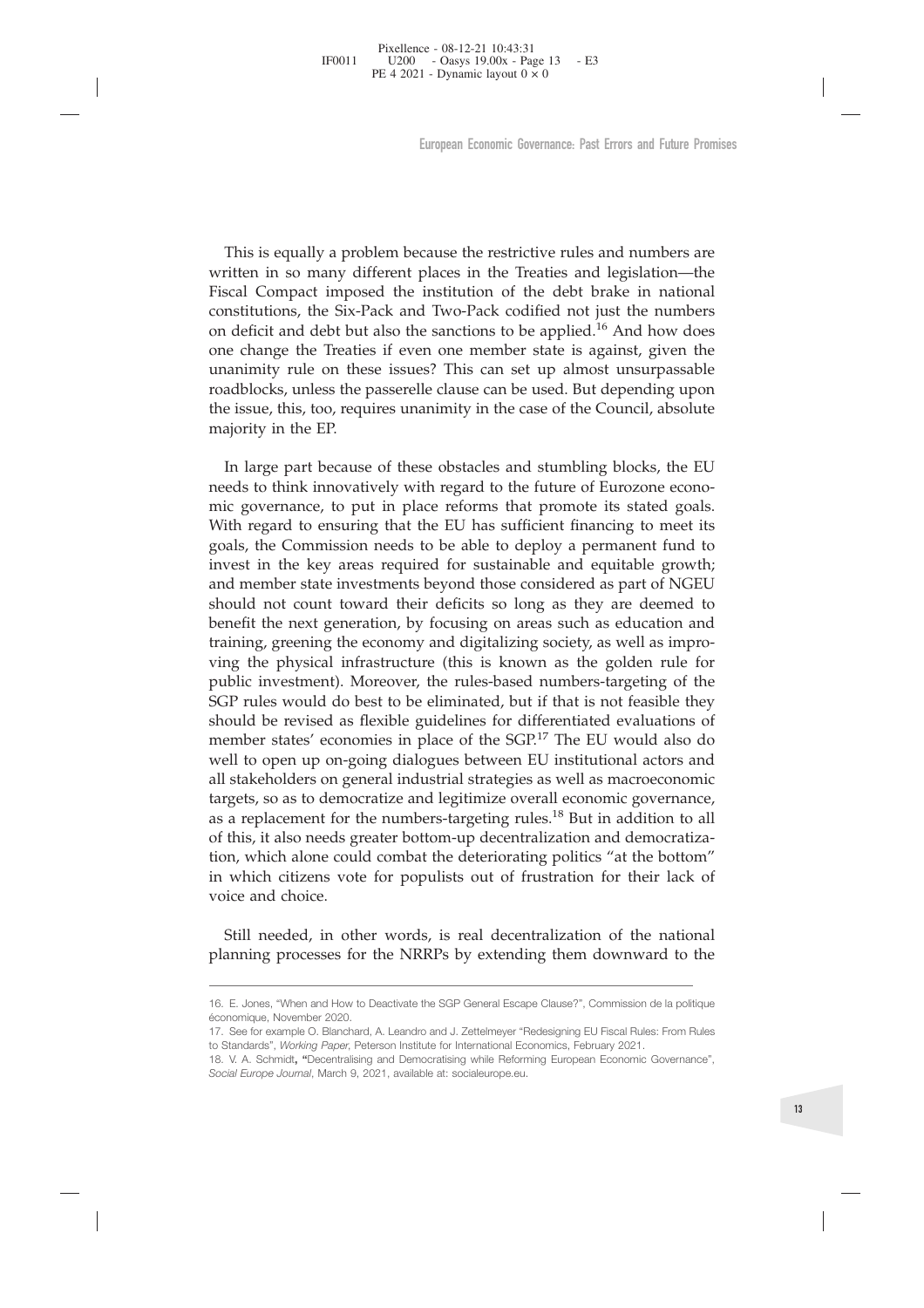This is equally a problem because the restrictive rules and numbers are written in so many different places in the Treaties and legislation—the Fiscal Compact imposed the institution of the debt brake in national constitutions, the Six-Pack and Two-Pack codified not just the numbers on deficit and debt but also the sanctions to be applied.[16] And how does one change the Treaties if even one member state is against, given the unanimity rule on these issues? This can set up almost unsurpassable roadblocks, unless the passerelle clause can be used. But depending upon the issue, this, too, requires unanimity in the case of the Council, absolute majority in the EP.

In large part because of these obstacles and stumbling blocks, the EU needs to think innovatively with regard to the future of Eurozone economic governance, to put in place reforms that promote its stated goals. With regard to ensuring that the EU has sufficient financing to meet its goals, the Commission needs to be able to deploy a permanent fund to invest in the key areas required for sustainable and equitable growth; and member state investments beyond those considered as part of NGEU should not count toward their deficits so long as they are deemed to benefit the next generation, by focusing on areas such as education and training, greening the economy and digitalizing society, as well as improving the physical infrastructure (this is known as the golden rule for public investment). Moreover, the rules-based numbers-targeting of the SGP rules would do best to be eliminated, but if that is not feasible they should be revised as flexible guidelines for differentiated evaluations of member states' economies in place of the SGP.[17] The EU would also do well to open up on-going dialogues between EU institutional actors and all stakeholders on general industrial strategies as well as macroeconomic targets, so as to democratize and legitimize overall economic governance, as a replacement for the numbers-targeting rules.[18] But in addition to all of this, it also needs greater bottom-up decentralization and democratization, which alone could combat the deteriorating politics "at the bottom" in which citizens vote for populists out of frustration for their lack of voice and choice.

Still needed, in other words, is real decentralization of the national planning processes for the NRRPs by extending them downward to the

---

16. E. Jones, "When and How to Deactivate the SGP General Escape Clause?", Commission de la politique économique, November 2020.

17. See for example O. Blanchard, A. Leandro and J. Zettelmeyer "Redesigning EU Fiscal Rules: From Rules to Standards", *Working Paper*, Peterson Institute for International Economics, February 2021.

18. V. A. Schmidt, "Decentralising and Democratising while Reforming European Economic Governance", *Social Europe Journal*, March 9, 2021, available at: socialeurope.eu.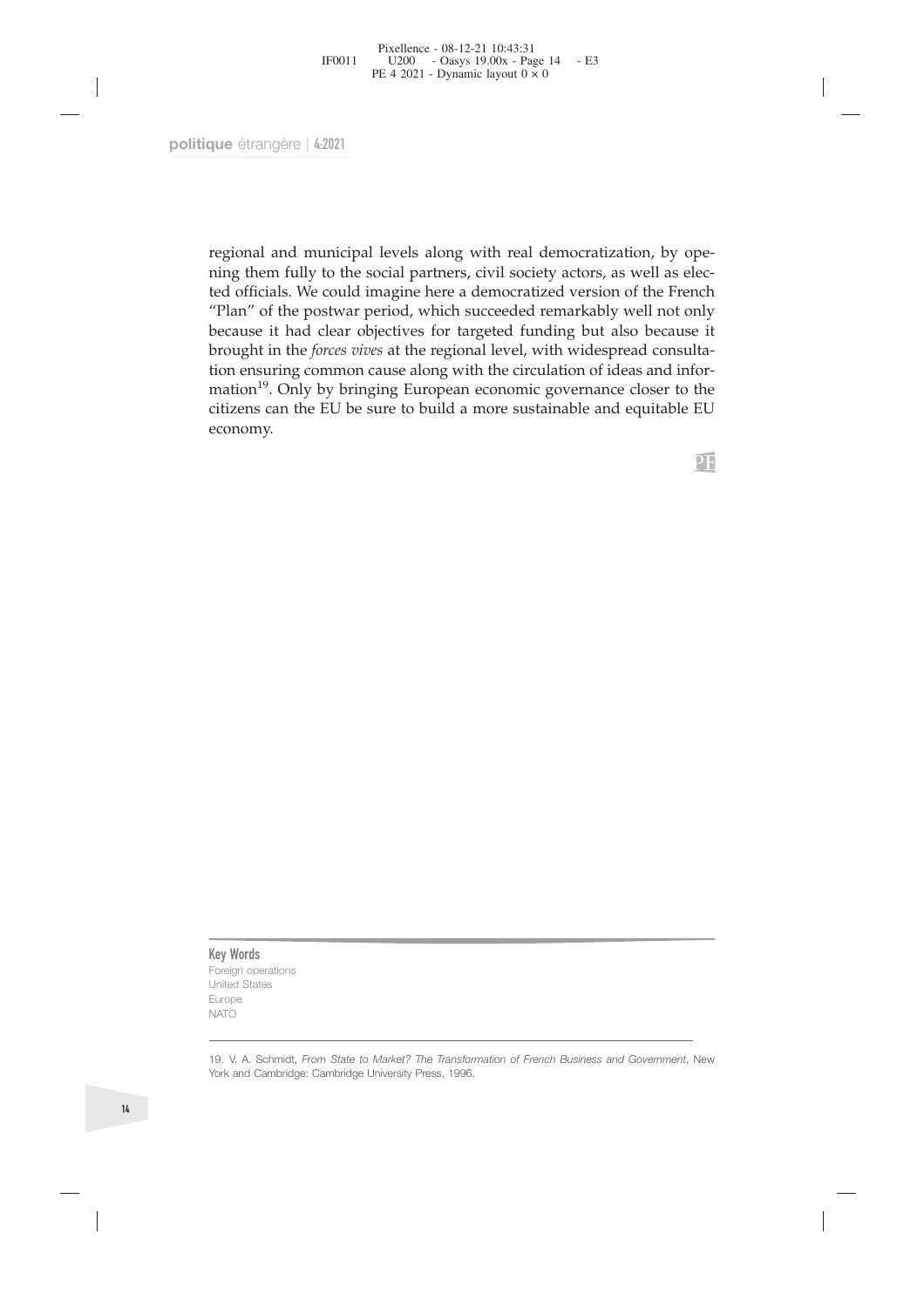regional and municipal levels along with real democratization, by opening them fully to the social partners, civil society actors, as well as elected officials. We could imagine here a democratized version of the French "Plan" of the postwar period, which succeeded remarkably well not only because it had clear objectives for targeted funding but also because it brought in the *forces vives* at the regional level, with widespread consultation ensuring common cause along with the circulation of ideas and information[19]. Only by bringing European economic governance closer to the citizens can the EU be sure to build a more sustainable and equitable EU economy.

**Key Words**
Foreign operations
United States
Europe
NATO

19. V. A. Schmidt, *From State to Market? The Transformation of French Business and Government*, New York and Cambridge: Cambridge University Press, 1996.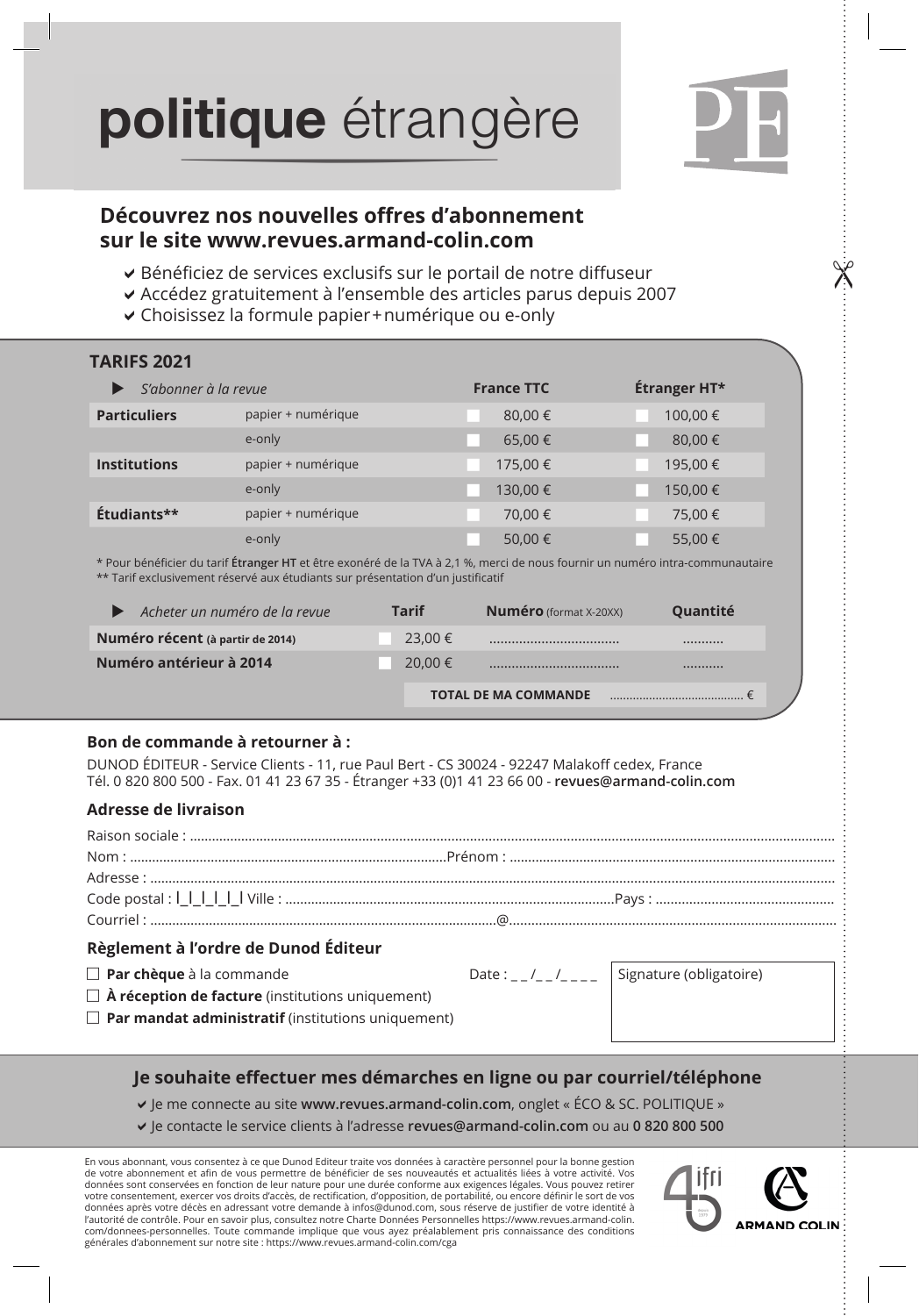# politique étrangère

**Découvrez nos nouvelles offres d'abonnement sur le site www.revues.armand-colin.com**

- ✔ Bénéficiez de services exclusifs sur le portail de notre diffuseur
- ✔ Accédez gratuitement à l'ensemble des articles parus depuis 2007
- ✔ Choisissez la formule papier+numérique ou e-only

## TARIFS 2021

| ▶ *S'abonner à la revue* | | France TTC | Étranger HT* |
|---|---|---|---|
| **Particuliers** | papier + numérique | ☐ 80,00 € | ☐ 100,00 € |
| | e-only | ☐ 65,00 € | ☐ 80,00 € |
| **Institutions** | papier + numérique | ☐ 175,00 € | ☐ 195,00 € |
| | e-only | ☐ 130,00 € | ☐ 150,00 € |
| **Étudiants**** | papier + numérique | ☐ 70,00 € | ☐ 75,00 € |
| | e-only | ☐ 50,00 € | ☐ 55,00 € |

\* Pour bénéficier du tarif **Étranger HT** et être exonéré de la TVA à 2,1 %, merci de nous fournir un numéro intra-communautaire
** Tarif exclusivement réservé aux étudiants sur présentation d'un justificatif

| ▶ *Acheter un numéro de la revue* | Tarif | Numéro (format X-20XX) | Quantité |
|---|---|---|---|
| **Numéro récent (à partir de 2014)** | ☐ 23,00 € | .................................. | ........... |
| **Numéro antérieur à 2014** | ☐ 20,00 € | .................................. | ........... |
| | | **TOTAL DE MA COMMANDE** | ........................................ € |

### Bon de commande à retourner à :

DUNOD ÉDITEUR - Service Clients - 11, rue Paul Bert - CS 30024 - 92247 Malakoff cedex, France
Tél. 0 820 800 500 - Fax. 01 41 23 67 35 - Étranger +33 (0)1 41 23 66 00 - **revues@armand-colin.com**

### Adresse de livraison

Raison sociale : ..............................................................................................................................
Nom : ..................................................................Prénom : ...................................................................
Adresse : ..............................................................................................................................
Code postal : |_|_|_|_|_| Ville : .......................................................................Pays : ..........................................
Courriel : ......................................................................@..................................................................

### Règlement à l'ordre de Dunod Éditeur

- ☐ **Par chèque** à la commande
- ☐ **À réception de facture** (institutions uniquement)
- ☐ **Par mandat administratif** (institutions uniquement)

Date : _ _/_ _/_ _ _ _

Signature (obligatoire)

### Je souhaite effectuer mes démarches en ligne ou par courriel/téléphone

- ✔ Je me connecte au site **www.revues.armand-colin.com**, onglet « ÉCO & SC. POLITIQUE »
- ✔ Je contacte le service clients à l'adresse **revues@armand-colin.com** ou au **0 820 800 500**

En vous abonnant, vous consentez à ce que Dunod Editeur traite vos données à caractère personnel pour la bonne gestion de votre abonnement et afin de vous permettre de bénéficier de ses nouveautés et actualités liées à votre activité. Vos données sont conservées en fonction de leur nature pour une durée conforme aux exigences légales. Vous pouvez retirer votre consentement, exercer vos droits d'accès, de rectification, d'opposition, de portabilité, ou encore définir le sort de vos données après votre décès en adressant votre demande à infos@dunod.com, sous réserve de justifier de votre identité à l'autorité de contrôle. Pour en savoir plus, consultez notre Charte Données Personnelles https://www.revues.armand-colin.com/donnees-personnelles. Toute commande implique que vous ayez préalablement pris connaissance des conditions générales d'abonnement sur notre site : https://www.revues.armand-colin.com/cga

ifri — ARMAND COLIN